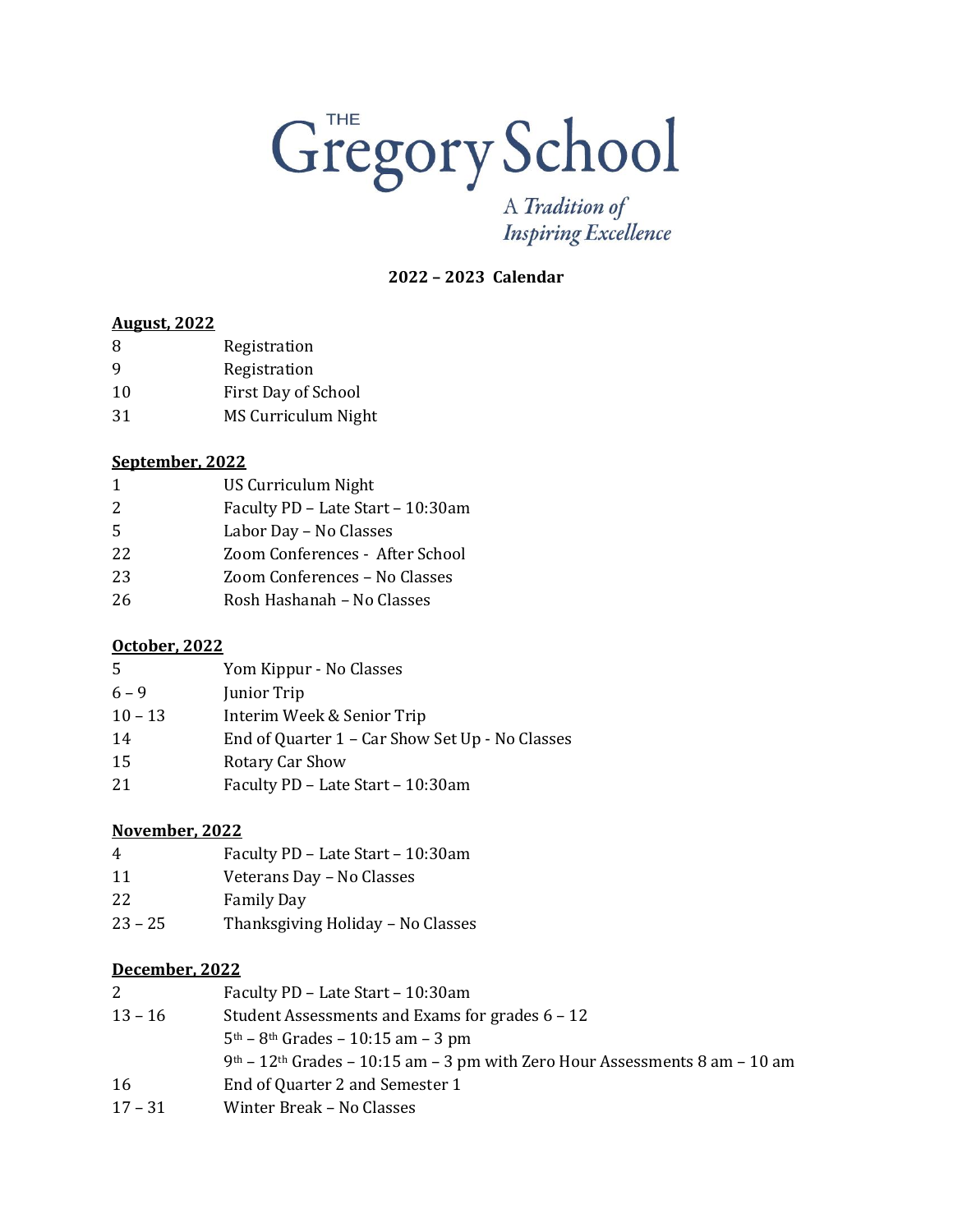# THE Gregory School

*A Tradition of Inspiring Excellence*

**2022 – 2023 Calendar**

**August, 2022**

| | |
|---|---|
| 8 | Registration |
| 9 | Registration |
| 10 | First Day of School |
| 31 | MS Curriculum Night |

**September, 2022**

| | |
|---|---|
| 1 | US Curriculum Night |
| 2 | Faculty PD – Late Start – 10:30am |
| 5 | Labor Day – No Classes |
| 22 | Zoom Conferences - After School |
| 23 | Zoom Conferences – No Classes |
| 26 | Rosh Hashanah – No Classes |

**October, 2022**

| | |
|---|---|
| 5 | Yom Kippur - No Classes |
| 6 – 9 | Junior Trip |
| 10 – 13 | Interim Week & Senior Trip |
| 14 | End of Quarter 1 – Car Show Set Up - No Classes |
| 15 | Rotary Car Show |
| 21 | Faculty PD – Late Start – 10:30am |

**November, 2022**

| | |
|---|---|
| 4 | Faculty PD – Late Start – 10:30am |
| 11 | Veterans Day – No Classes |
| 22 | Family Day |
| 23 – 25 | Thanksgiving Holiday – No Classes |

**December, 2022**

| | |
|---|---|
| 2 | Faculty PD – Late Start – 10:30am |
| 13 – 16 | Student Assessments and Exams for grades 6 – 12<br>5th – 8th Grades – 10:15 am – 3 pm<br>9th – 12th Grades – 10:15 am – 3 pm with Zero Hour Assessments 8 am – 10 am |
| 16 | End of Quarter 2 and Semester 1 |
| 17 – 31 | Winter Break – No Classes |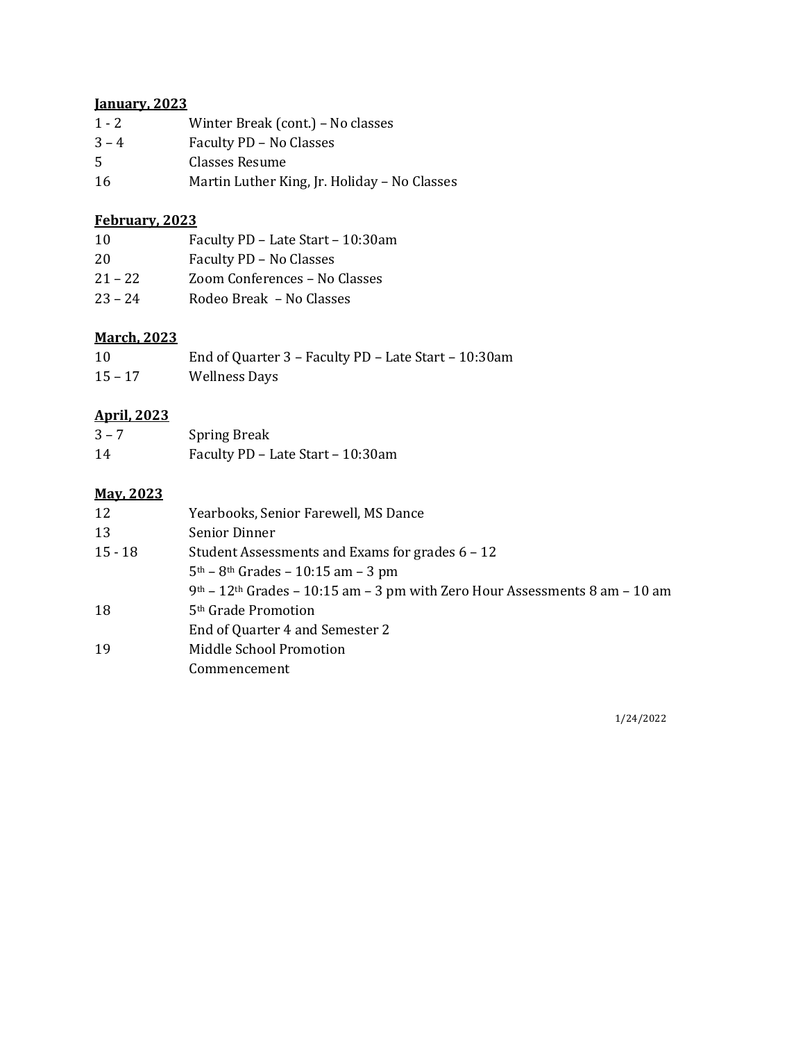**January, 2023**

| | |
|---|---|
| 1 - 2 | Winter Break (cont.) – No classes |
| 3 – 4 | Faculty PD – No Classes |
| 5 | Classes Resume |
| 16 | Martin Luther King, Jr. Holiday – No Classes |

**February, 2023**

| | |
|---|---|
| 10 | Faculty PD – Late Start – 10:30am |
| 20 | Faculty PD – No Classes |
| 21 – 22 | Zoom Conferences – No Classes |
| 23 – 24 | Rodeo Break – No Classes |

**March, 2023**

| | |
|---|---|
| 10 | End of Quarter 3 – Faculty PD – Late Start – 10:30am |
| 15 – 17 | Wellness Days |

**April, 2023**

| | |
|---|---|
| 3 – 7 | Spring Break |
| 14 | Faculty PD – Late Start – 10:30am |

**May, 2023**

| | |
|---|---|
| 12 | Yearbooks, Senior Farewell, MS Dance |
| 13 | Senior Dinner |
| 15 - 18 | Student Assessments and Exams for grades 6 – 12 |
| | 5th – 8th Grades – 10:15 am – 3 pm |
| | 9th – 12th Grades – 10:15 am – 3 pm with Zero Hour Assessments 8 am – 10 am |
| 18 | 5th Grade Promotion |
| | End of Quarter 4 and Semester 2 |
| 19 | Middle School Promotion |
| | Commencement |

1/24/2022